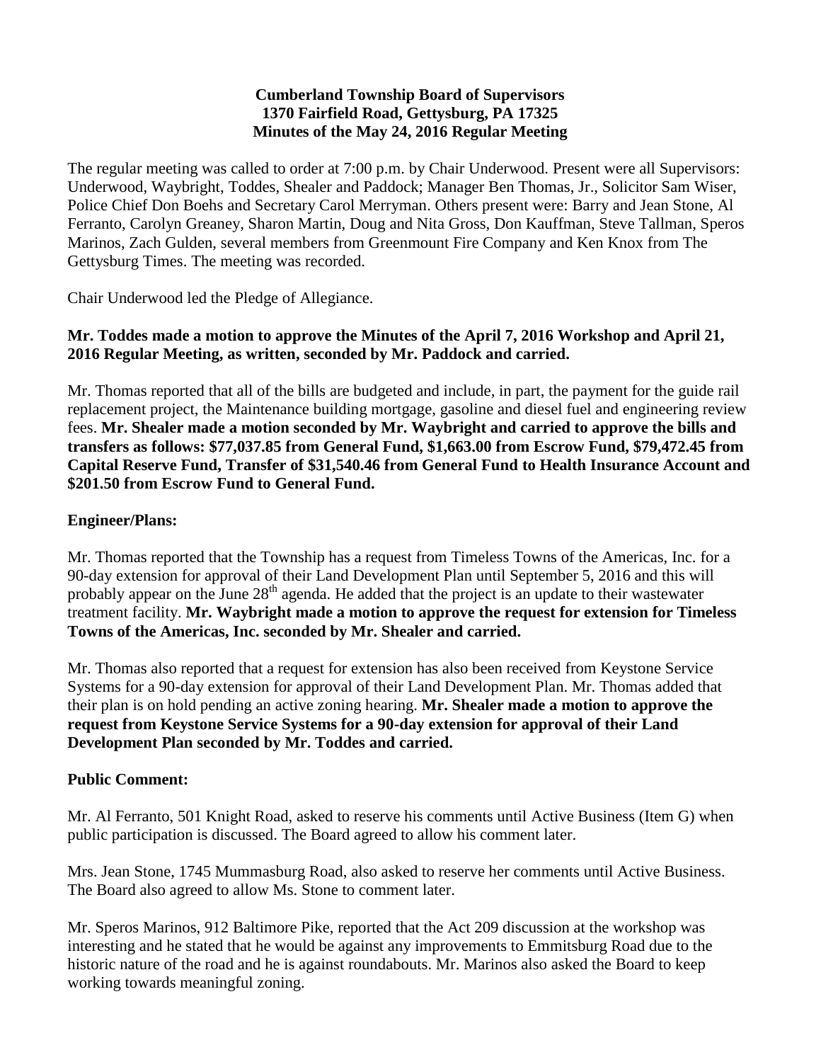**Cumberland Township Board of Supervisors**
**1370 Fairfield Road, Gettysburg, PA 17325**
**Minutes of the May 24, 2016 Regular Meeting**

The regular meeting was called to order at 7:00 p.m. by Chair Underwood. Present were all Supervisors: Underwood, Waybright, Toddes, Shealer and Paddock; Manager Ben Thomas, Jr., Solicitor Sam Wiser, Police Chief Don Boehs and Secretary Carol Merryman. Others present were: Barry and Jean Stone, Al Ferranto, Carolyn Greaney, Sharon Martin, Doug and Nita Gross, Don Kauffman, Steve Tallman, Speros Marinos, Zach Gulden, several members from Greenmount Fire Company and Ken Knox from The Gettysburg Times. The meeting was recorded.

Chair Underwood led the Pledge of Allegiance.

**Mr. Toddes made a motion to approve the Minutes of the April 7, 2016 Workshop and April 21, 2016 Regular Meeting, as written, seconded by Mr. Paddock and carried.**

Mr. Thomas reported that all of the bills are budgeted and include, in part, the payment for the guide rail replacement project, the Maintenance building mortgage, gasoline and diesel fuel and engineering review fees. **Mr. Shealer made a motion seconded by Mr. Waybright and carried to approve the bills and transfers as follows: $77,037.85 from General Fund, $1,663.00 from Escrow Fund, $79,472.45 from Capital Reserve Fund, Transfer of $31,540.46 from General Fund to Health Insurance Account and $201.50 from Escrow Fund to General Fund.**

## Engineer/Plans:

Mr. Thomas reported that the Township has a request from Timeless Towns of the Americas, Inc. for a 90-day extension for approval of their Land Development Plan until September 5, 2016 and this will probably appear on the June 28th agenda. He added that the project is an update to their wastewater treatment facility. **Mr. Waybright made a motion to approve the request for extension for Timeless Towns of the Americas, Inc. seconded by Mr. Shealer and carried.**

Mr. Thomas also reported that a request for extension has also been received from Keystone Service Systems for a 90-day extension for approval of their Land Development Plan. Mr. Thomas added that their plan is on hold pending an active zoning hearing. **Mr. Shealer made a motion to approve the request from Keystone Service Systems for a 90-day extension for approval of their Land Development Plan seconded by Mr. Toddes and carried.**

## Public Comment:

Mr. Al Ferranto, 501 Knight Road, asked to reserve his comments until Active Business (Item G) when public participation is discussed. The Board agreed to allow his comment later.

Mrs. Jean Stone, 1745 Mummasburg Road, also asked to reserve her comments until Active Business. The Board also agreed to allow Ms. Stone to comment later.

Mr. Speros Marinos, 912 Baltimore Pike, reported that the Act 209 discussion at the workshop was interesting and he stated that he would be against any improvements to Emmitsburg Road due to the historic nature of the road and he is against roundabouts. Mr. Marinos also asked the Board to keep working towards meaningful zoning.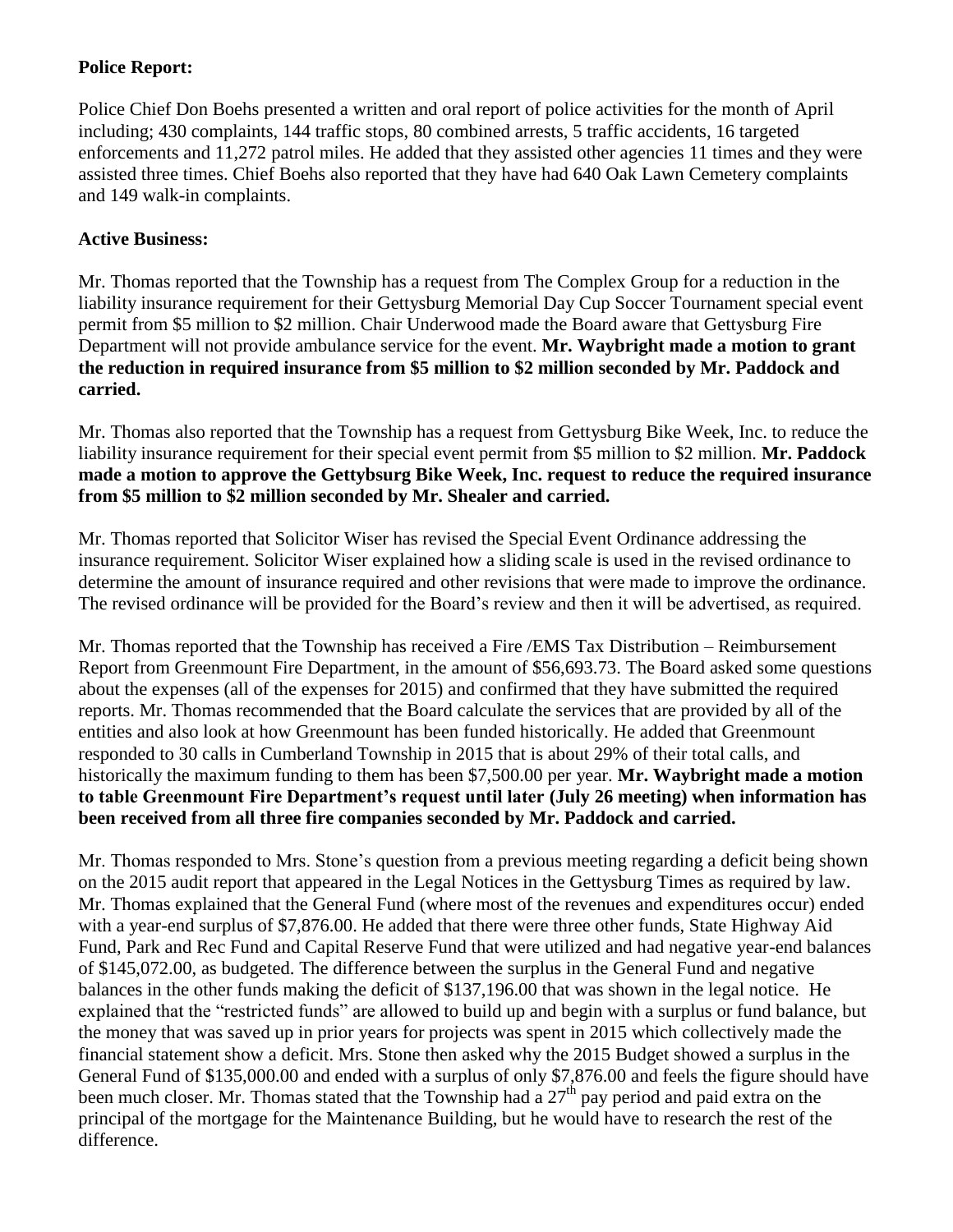**Police Report:**

Police Chief Don Boehs presented a written and oral report of police activities for the month of April including; 430 complaints, 144 traffic stops, 80 combined arrests, 5 traffic accidents, 16 targeted enforcements and 11,272 patrol miles. He added that they assisted other agencies 11 times and they were assisted three times. Chief Boehs also reported that they have had 640 Oak Lawn Cemetery complaints and 149 walk-in complaints.

**Active Business:**

Mr. Thomas reported that the Township has a request from The Complex Group for a reduction in the liability insurance requirement for their Gettysburg Memorial Day Cup Soccer Tournament special event permit from $5 million to $2 million. Chair Underwood made the Board aware that Gettysburg Fire Department will not provide ambulance service for the event. **Mr. Waybright made a motion to grant the reduction in required insurance from $5 million to $2 million seconded by Mr. Paddock and carried.**

Mr. Thomas also reported that the Township has a request from Gettysburg Bike Week, Inc. to reduce the liability insurance requirement for their special event permit from $5 million to $2 million. **Mr. Paddock made a motion to approve the Gettybsurg Bike Week, Inc. request to reduce the required insurance from $5 million to $2 million seconded by Mr. Shealer and carried.**

Mr. Thomas reported that Solicitor Wiser has revised the Special Event Ordinance addressing the insurance requirement. Solicitor Wiser explained how a sliding scale is used in the revised ordinance to determine the amount of insurance required and other revisions that were made to improve the ordinance. The revised ordinance will be provided for the Board's review and then it will be advertised, as required.

Mr. Thomas reported that the Township has received a Fire /EMS Tax Distribution – Reimbursement Report from Greenmount Fire Department, in the amount of $56,693.73. The Board asked some questions about the expenses (all of the expenses for 2015) and confirmed that they have submitted the required reports. Mr. Thomas recommended that the Board calculate the services that are provided by all of the entities and also look at how Greenmount has been funded historically. He added that Greenmount responded to 30 calls in Cumberland Township in 2015 that is about 29% of their total calls, and historically the maximum funding to them has been $7,500.00 per year. **Mr. Waybright made a motion to table Greenmount Fire Department's request until later (July 26 meeting) when information has been received from all three fire companies seconded by Mr. Paddock and carried.**

Mr. Thomas responded to Mrs. Stone's question from a previous meeting regarding a deficit being shown on the 2015 audit report that appeared in the Legal Notices in the Gettysburg Times as required by law. Mr. Thomas explained that the General Fund (where most of the revenues and expenditures occur) ended with a year-end surplus of $7,876.00. He added that there were three other funds, State Highway Aid Fund, Park and Rec Fund and Capital Reserve Fund that were utilized and had negative year-end balances of $145,072.00, as budgeted. The difference between the surplus in the General Fund and negative balances in the other funds making the deficit of $137,196.00 that was shown in the legal notice. He explained that the "restricted funds" are allowed to build up and begin with a surplus or fund balance, but the money that was saved up in prior years for projects was spent in 2015 which collectively made the financial statement show a deficit. Mrs. Stone then asked why the 2015 Budget showed a surplus in the General Fund of $135,000.00 and ended with a surplus of only $7,876.00 and feels the figure should have been much closer. Mr. Thomas stated that the Township had a 27th pay period and paid extra on the principal of the mortgage for the Maintenance Building, but he would have to research the rest of the difference.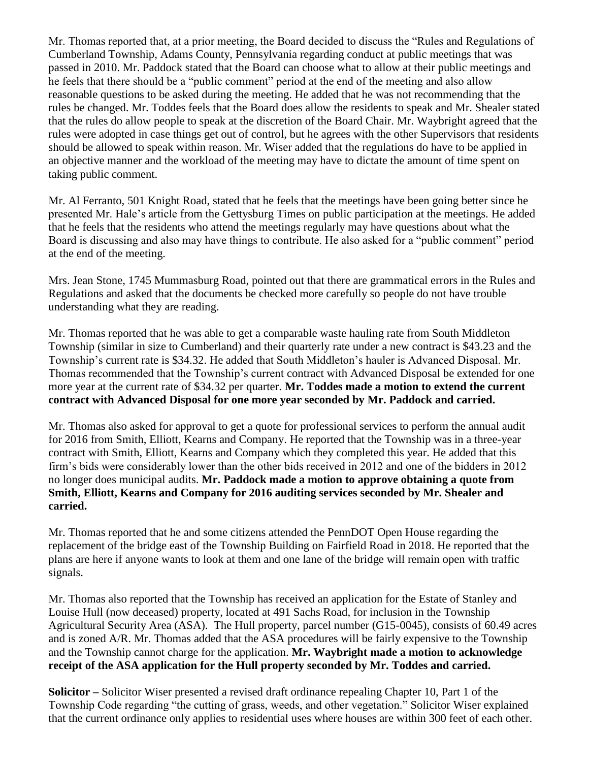Mr. Thomas reported that, at a prior meeting, the Board decided to discuss the "Rules and Regulations of Cumberland Township, Adams County, Pennsylvania regarding conduct at public meetings that was passed in 2010. Mr. Paddock stated that the Board can choose what to allow at their public meetings and he feels that there should be a "public comment" period at the end of the meeting and also allow reasonable questions to be asked during the meeting. He added that he was not recommending that the rules be changed. Mr. Toddes feels that the Board does allow the residents to speak and Mr. Shealer stated that the rules do allow people to speak at the discretion of the Board Chair. Mr. Waybright agreed that the rules were adopted in case things get out of control, but he agrees with the other Supervisors that residents should be allowed to speak within reason. Mr. Wiser added that the regulations do have to be applied in an objective manner and the workload of the meeting may have to dictate the amount of time spent on taking public comment.

Mr. Al Ferranto, 501 Knight Road, stated that he feels that the meetings have been going better since he presented Mr. Hale's article from the Gettysburg Times on public participation at the meetings. He added that he feels that the residents who attend the meetings regularly may have questions about what the Board is discussing and also may have things to contribute. He also asked for a "public comment" period at the end of the meeting.

Mrs. Jean Stone, 1745 Mummasburg Road, pointed out that there are grammatical errors in the Rules and Regulations and asked that the documents be checked more carefully so people do not have trouble understanding what they are reading.

Mr. Thomas reported that he was able to get a comparable waste hauling rate from South Middleton Township (similar in size to Cumberland) and their quarterly rate under a new contract is $43.23 and the Township's current rate is $34.32. He added that South Middleton's hauler is Advanced Disposal. Mr. Thomas recommended that the Township's current contract with Advanced Disposal be extended for one more year at the current rate of $34.32 per quarter. **Mr. Toddes made a motion to extend the current contract with Advanced Disposal for one more year seconded by Mr. Paddock and carried.**

Mr. Thomas also asked for approval to get a quote for professional services to perform the annual audit for 2016 from Smith, Elliott, Kearns and Company. He reported that the Township was in a three-year contract with Smith, Elliott, Kearns and Company which they completed this year. He added that this firm's bids were considerably lower than the other bids received in 2012 and one of the bidders in 2012 no longer does municipal audits. **Mr. Paddock made a motion to approve obtaining a quote from Smith, Elliott, Kearns and Company for 2016 auditing services seconded by Mr. Shealer and carried.**

Mr. Thomas reported that he and some citizens attended the PennDOT Open House regarding the replacement of the bridge east of the Township Building on Fairfield Road in 2018. He reported that the plans are here if anyone wants to look at them and one lane of the bridge will remain open with traffic signals.

Mr. Thomas also reported that the Township has received an application for the Estate of Stanley and Louise Hull (now deceased) property, located at 491 Sachs Road, for inclusion in the Township Agricultural Security Area (ASA). The Hull property, parcel number (G15-0045), consists of 60.49 acres and is zoned A/R. Mr. Thomas added that the ASA procedures will be fairly expensive to the Township and the Township cannot charge for the application. **Mr. Waybright made a motion to acknowledge receipt of the ASA application for the Hull property seconded by Mr. Toddes and carried.**

**Solicitor –** Solicitor Wiser presented a revised draft ordinance repealing Chapter 10, Part 1 of the Township Code regarding "the cutting of grass, weeds, and other vegetation." Solicitor Wiser explained that the current ordinance only applies to residential uses where houses are within 300 feet of each other.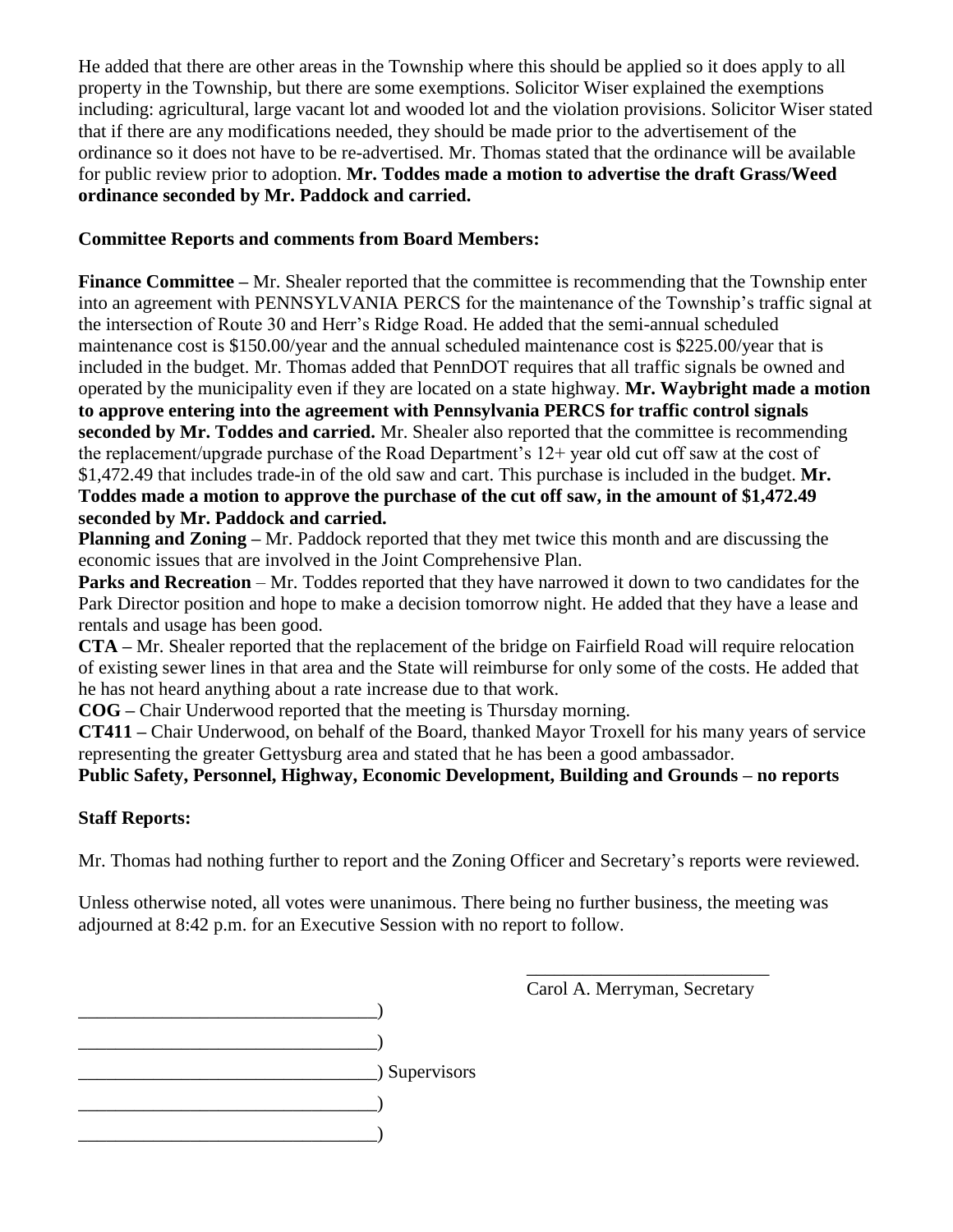He added that there are other areas in the Township where this should be applied so it does apply to all property in the Township, but there are some exemptions. Solicitor Wiser explained the exemptions including: agricultural, large vacant lot and wooded lot and the violation provisions. Solicitor Wiser stated that if there are any modifications needed, they should be made prior to the advertisement of the ordinance so it does not have to be re-advertised. Mr. Thomas stated that the ordinance will be available for public review prior to adoption. **Mr. Toddes made a motion to advertise the draft Grass/Weed ordinance seconded by Mr. Paddock and carried.**

**Committee Reports and comments from Board Members:**

**Finance Committee –** Mr. Shealer reported that the committee is recommending that the Township enter into an agreement with PENNSYLVANIA PERCS for the maintenance of the Township's traffic signal at the intersection of Route 30 and Herr's Ridge Road. He added that the semi-annual scheduled maintenance cost is $150.00/year and the annual scheduled maintenance cost is $225.00/year that is included in the budget. Mr. Thomas added that PennDOT requires that all traffic signals be owned and operated by the municipality even if they are located on a state highway. **Mr. Waybright made a motion to approve entering into the agreement with Pennsylvania PERCS for traffic control signals seconded by Mr. Toddes and carried.** Mr. Shealer also reported that the committee is recommending the replacement/upgrade purchase of the Road Department's 12+ year old cut off saw at the cost of $1,472.49 that includes trade-in of the old saw and cart. This purchase is included in the budget. **Mr. Toddes made a motion to approve the purchase of the cut off saw, in the amount of $1,472.49 seconded by Mr. Paddock and carried.**

**Planning and Zoning –** Mr. Paddock reported that they met twice this month and are discussing the economic issues that are involved in the Joint Comprehensive Plan.

**Parks and Recreation** – Mr. Toddes reported that they have narrowed it down to two candidates for the Park Director position and hope to make a decision tomorrow night. He added that they have a lease and rentals and usage has been good.

**CTA –** Mr. Shealer reported that the replacement of the bridge on Fairfield Road will require relocation of existing sewer lines in that area and the State will reimburse for only some of the costs. He added that he has not heard anything about a rate increase due to that work.

**COG –** Chair Underwood reported that the meeting is Thursday morning.

**CT411 –** Chair Underwood, on behalf of the Board, thanked Mayor Troxell for his many years of service representing the greater Gettysburg area and stated that he has been a good ambassador.

**Public Safety, Personnel, Highway, Economic Development, Building and Grounds – no reports**

**Staff Reports:**

Mr. Thomas had nothing further to report and the Zoning Officer and Secretary's reports were reviewed.

Unless otherwise noted, all votes were unanimous. There being no further business, the meeting was adjourned at 8:42 p.m. for an Executive Session with no report to follow.

\_\_\_\_\_\_\_\_\_\_\_\_\_\_\_\_\_\_\_\_\_\_\_\_\_\_
Carol A. Merryman, Secretary

\_\_\_\_\_\_\_\_\_\_\_\_\_\_\_\_\_\_\_\_\_\_\_\_\_\_\_\_\_\_)
\_\_\_\_\_\_\_\_\_\_\_\_\_\_\_\_\_\_\_\_\_\_\_\_\_\_\_\_\_\_)
\_\_\_\_\_\_\_\_\_\_\_\_\_\_\_\_\_\_\_\_\_\_\_\_\_\_\_\_\_\_) Supervisors
\_\_\_\_\_\_\_\_\_\_\_\_\_\_\_\_\_\_\_\_\_\_\_\_\_\_\_\_\_\_)
\_\_\_\_\_\_\_\_\_\_\_\_\_\_\_\_\_\_\_\_\_\_\_\_\_\_\_\_\_\_)